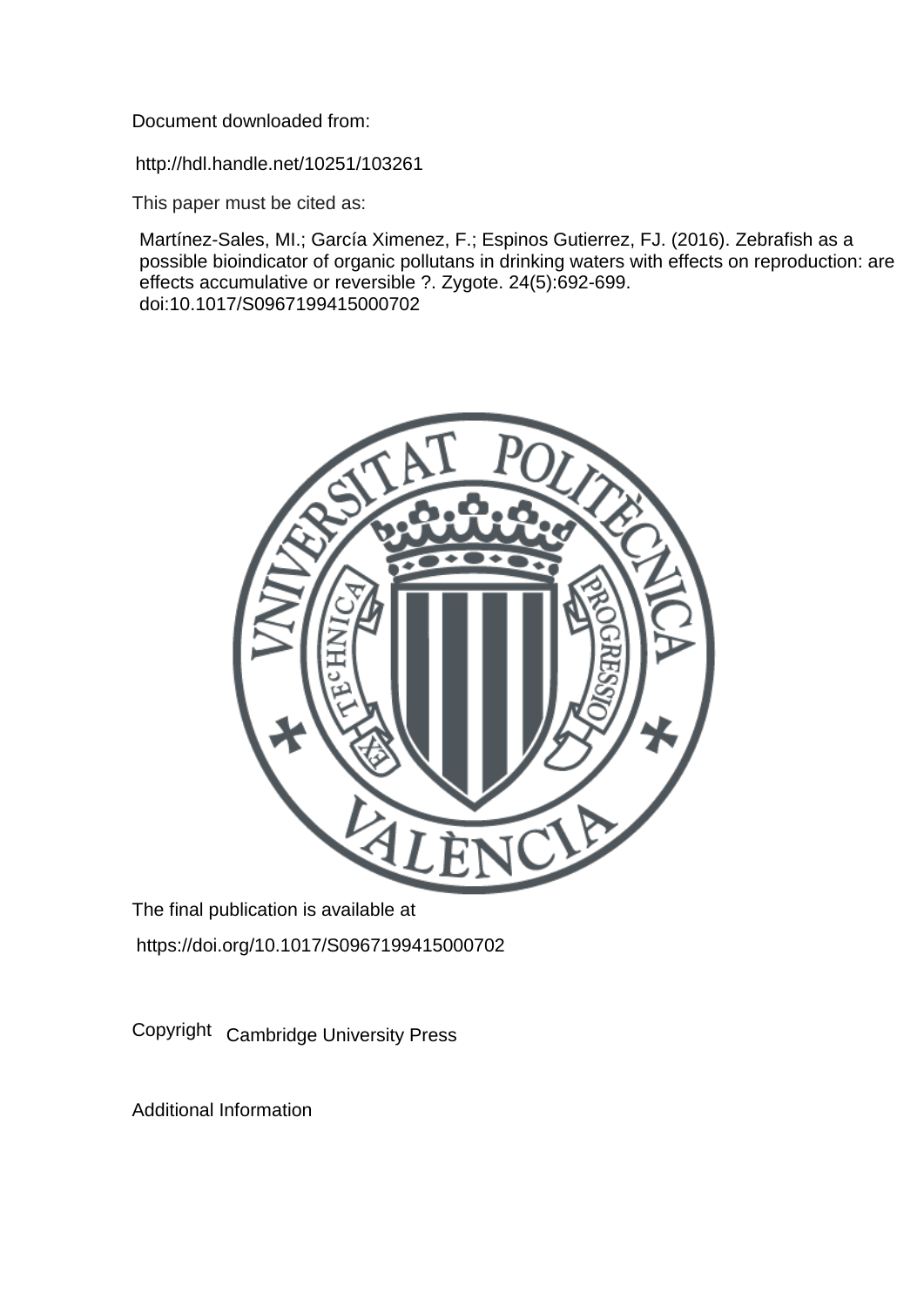Document downloaded from:

http://hdl.handle.net/10251/103261

This paper must be cited as:

Martínez-Sales, MI.; García Ximenez, F.; Espinos Gutierrez, FJ. (2016). Zebrafish as a possible bioindicator of organic pollutans in drinking waters with effects on reproduction: are effects accumulative or reversible ?. Zygote. 24(5):692-699. doi:10.1017/S0967199415000702

The final publication is available at

https://doi.org/10.1017/S0967199415000702

Copyright Cambridge University Press

Additional Information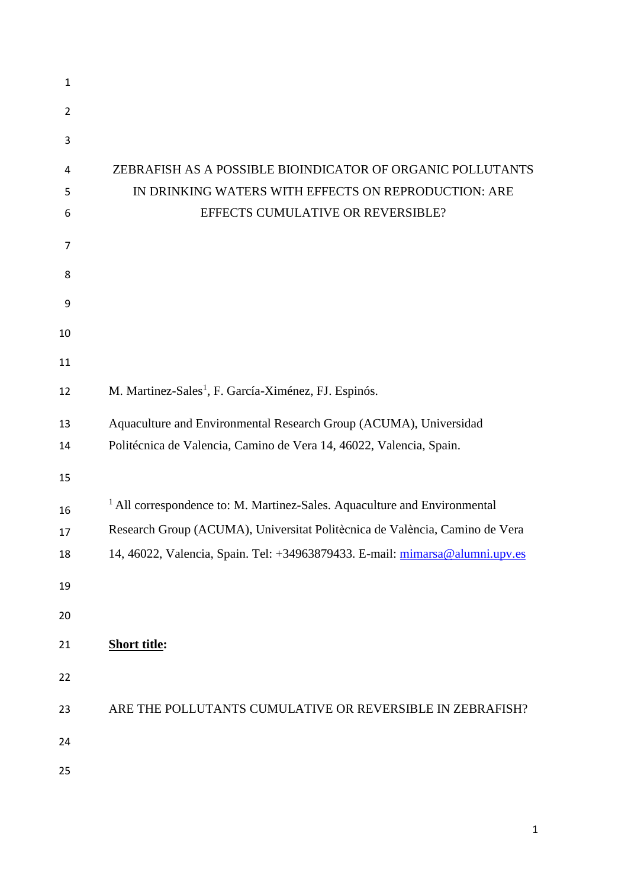# ZEBRAFISH AS A POSSIBLE BIOINDICATOR OF ORGANIC POLLUTANTS IN DRINKING WATERS WITH EFFECTS ON REPRODUCTION: ARE EFFECTS CUMULATIVE OR REVERSIBLE?

M. Martinez-Sales[1], F. García-Ximénez, FJ. Espinós.

Aquaculture and Environmental Research Group (ACUMA), Universidad Politécnica de Valencia, Camino de Vera 14, 46022, Valencia, Spain.

[1] All correspondence to: M. Martinez-Sales. Aquaculture and Environmental Research Group (ACUMA), Universitat Politècnica de València, Camino de Vera 14, 46022, Valencia, Spain. Tel: +34963879433. E-mail: mimarsa@alumni.upv.es

**Short title:**

ARE THE POLLUTANTS CUMULATIVE OR REVERSIBLE IN ZEBRAFISH?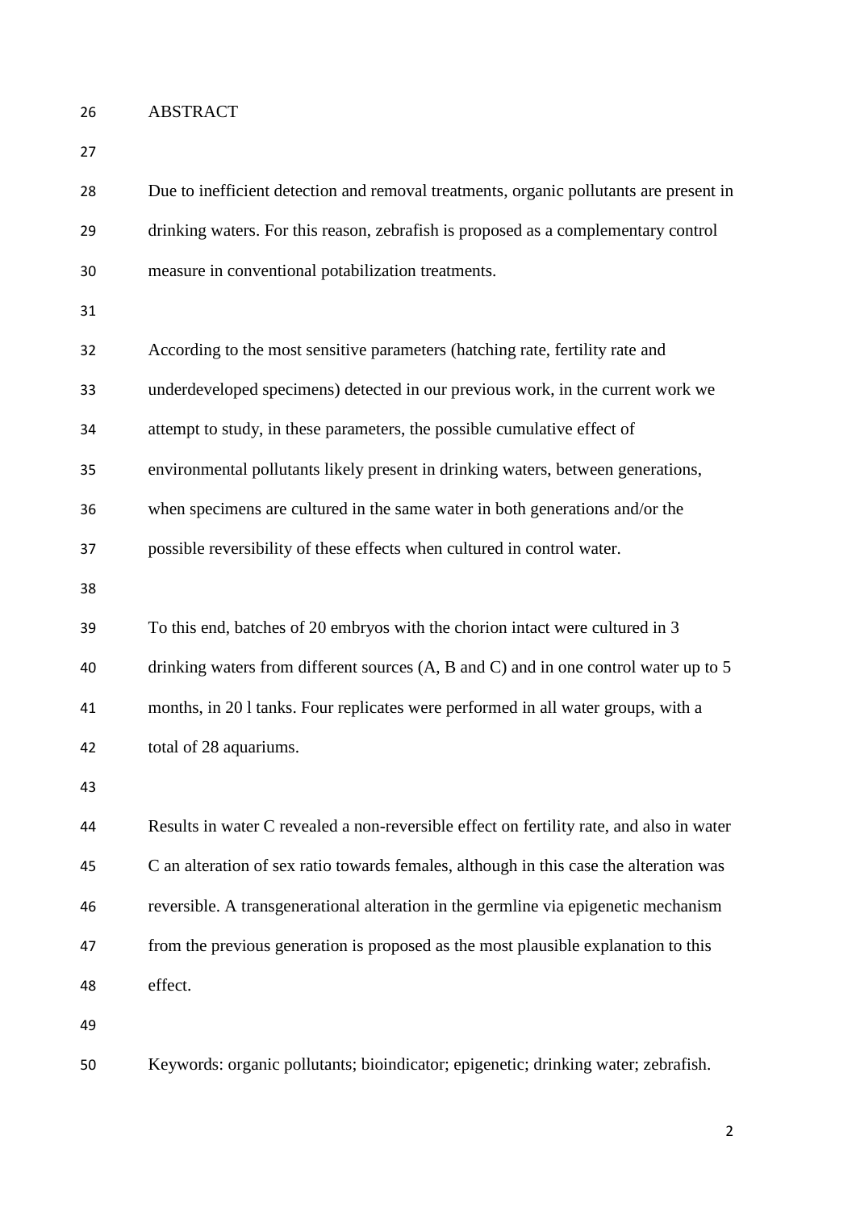# ABSTRACT

Due to inefficient detection and removal treatments, organic pollutants are present in drinking waters. For this reason, zebrafish is proposed as a complementary control measure in conventional potabilization treatments.

According to the most sensitive parameters (hatching rate, fertility rate and underdeveloped specimens) detected in our previous work, in the current work we attempt to study, in these parameters, the possible cumulative effect of environmental pollutants likely present in drinking waters, between generations, when specimens are cultured in the same water in both generations and/or the possible reversibility of these effects when cultured in control water.

To this end, batches of 20 embryos with the chorion intact were cultured in 3 drinking waters from different sources (A, B and C) and in one control water up to 5 months, in 20 l tanks. Four replicates were performed in all water groups, with a total of 28 aquariums.

Results in water C revealed a non-reversible effect on fertility rate, and also in water C an alteration of sex ratio towards females, although in this case the alteration was reversible. A transgenerational alteration in the germline via epigenetic mechanism from the previous generation is proposed as the most plausible explanation to this effect.

Keywords: organic pollutants; bioindicator; epigenetic; drinking water; zebrafish.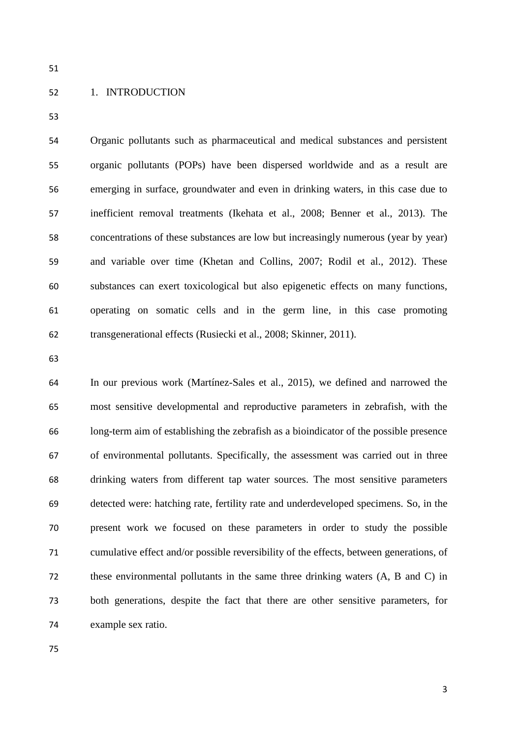## 1. INTRODUCTION

Organic pollutants such as pharmaceutical and medical substances and persistent organic pollutants (POPs) have been dispersed worldwide and as a result are emerging in surface, groundwater and even in drinking waters, in this case due to inefficient removal treatments (Ikehata et al., 2008; Benner et al., 2013). The concentrations of these substances are low but increasingly numerous (year by year) and variable over time (Khetan and Collins, 2007; Rodil et al., 2012). These substances can exert toxicological but also epigenetic effects on many functions, operating on somatic cells and in the germ line, in this case promoting transgenerational effects (Rusiecki et al., 2008; Skinner, 2011).

In our previous work (Martínez-Sales et al., 2015), we defined and narrowed the most sensitive developmental and reproductive parameters in zebrafish, with the long-term aim of establishing the zebrafish as a bioindicator of the possible presence of environmental pollutants. Specifically, the assessment was carried out in three drinking waters from different tap water sources. The most sensitive parameters detected were: hatching rate, fertility rate and underdeveloped specimens. So, in the present work we focused on these parameters in order to study the possible cumulative effect and/or possible reversibility of the effects, between generations, of these environmental pollutants in the same three drinking waters (A, B and C) in both generations, despite the fact that there are other sensitive parameters, for example sex ratio.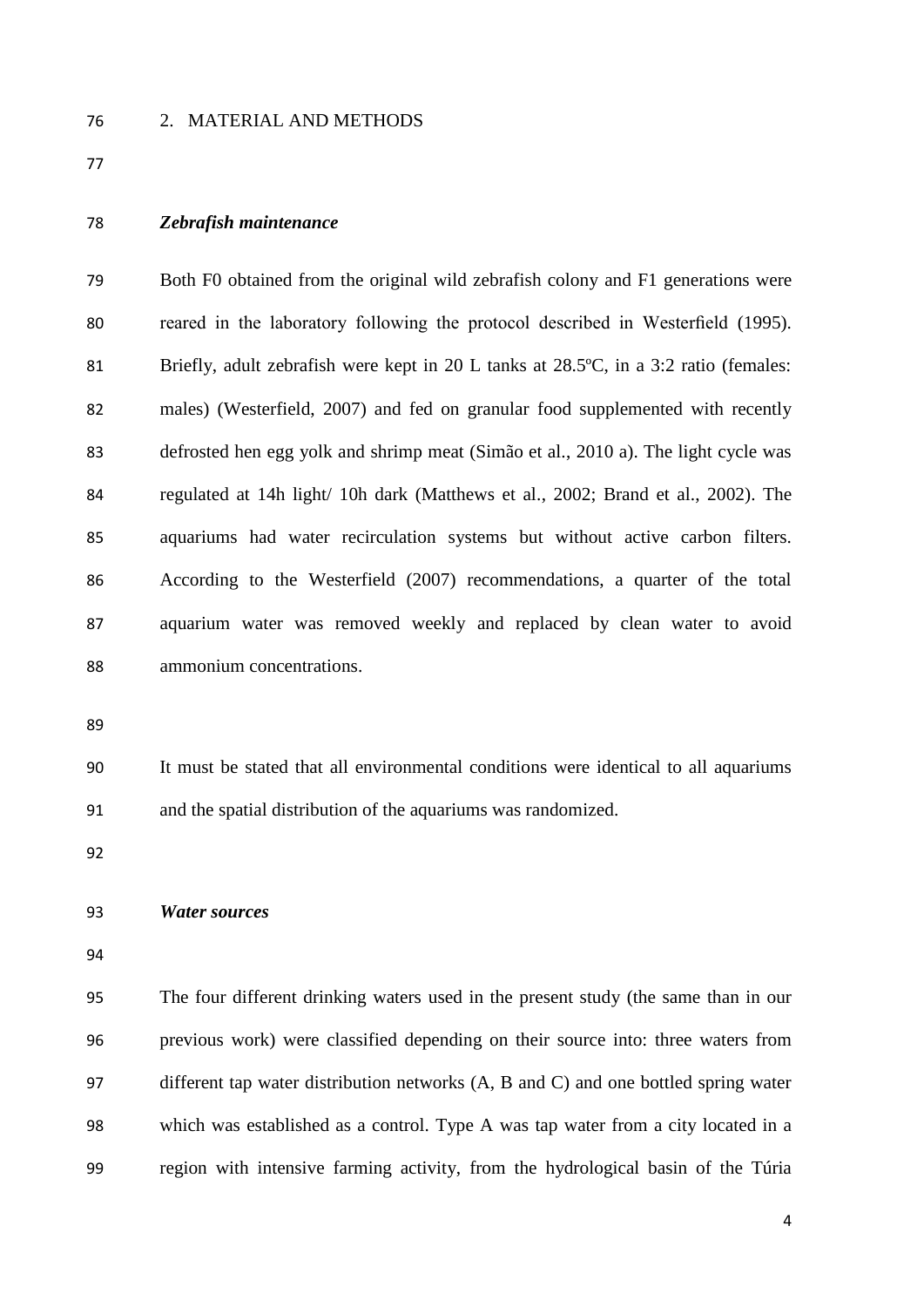## 2. MATERIAL AND METHODS

### *Zebrafish maintenance*

Both F0 obtained from the original wild zebrafish colony and F1 generations were reared in the laboratory following the protocol described in Westerfield (1995). Briefly, adult zebrafish were kept in 20 L tanks at 28.5ºC, in a 3:2 ratio (females: males) (Westerfield, 2007) and fed on granular food supplemented with recently defrosted hen egg yolk and shrimp meat (Simão et al., 2010 a). The light cycle was regulated at 14h light/ 10h dark (Matthews et al., 2002; Brand et al., 2002). The aquariums had water recirculation systems but without active carbon filters. According to the Westerfield (2007) recommendations, a quarter of the total aquarium water was removed weekly and replaced by clean water to avoid ammonium concentrations.

It must be stated that all environmental conditions were identical to all aquariums and the spatial distribution of the aquariums was randomized.

### *Water sources*

The four different drinking waters used in the present study (the same than in our previous work) were classified depending on their source into: three waters from different tap water distribution networks (A, B and C) and one bottled spring water which was established as a control. Type A was tap water from a city located in a region with intensive farming activity, from the hydrological basin of the Túria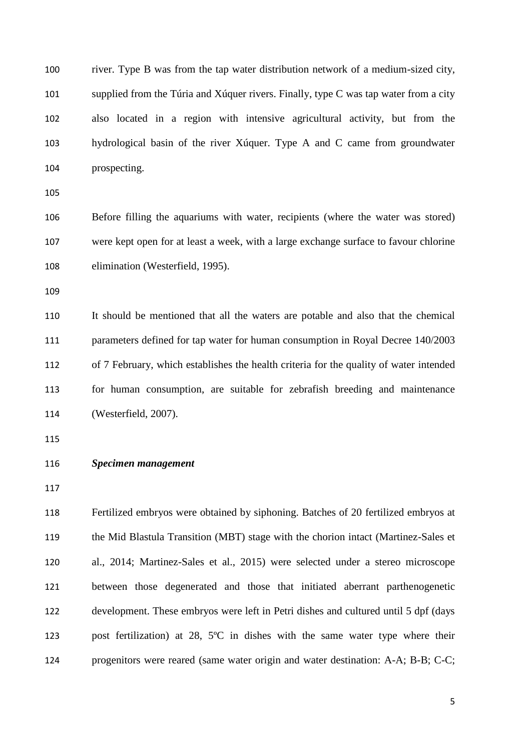river. Type B was from the tap water distribution network of a medium-sized city, supplied from the Túria and Xúquer rivers. Finally, type C was tap water from a city also located in a region with intensive agricultural activity, but from the hydrological basin of the river Xúquer. Type A and C came from groundwater prospecting.

Before filling the aquariums with water, recipients (where the water was stored) were kept open for at least a week, with a large exchange surface to favour chlorine elimination (Westerfield, 1995).

It should be mentioned that all the waters are potable and also that the chemical parameters defined for tap water for human consumption in Royal Decree 140/2003 of 7 February, which establishes the health criteria for the quality of water intended for human consumption, are suitable for zebrafish breeding and maintenance (Westerfield, 2007).

### *Specimen management*

Fertilized embryos were obtained by siphoning. Batches of 20 fertilized embryos at the Mid Blastula Transition (MBT) stage with the chorion intact (Martinez-Sales et al., 2014; Martinez-Sales et al., 2015) were selected under a stereo microscope between those degenerated and those that initiated aberrant parthenogenetic development. These embryos were left in Petri dishes and cultured until 5 dpf (days post fertilization) at 28, 5ºC in dishes with the same water type where their progenitors were reared (same water origin and water destination: A-A; B-B; C-C;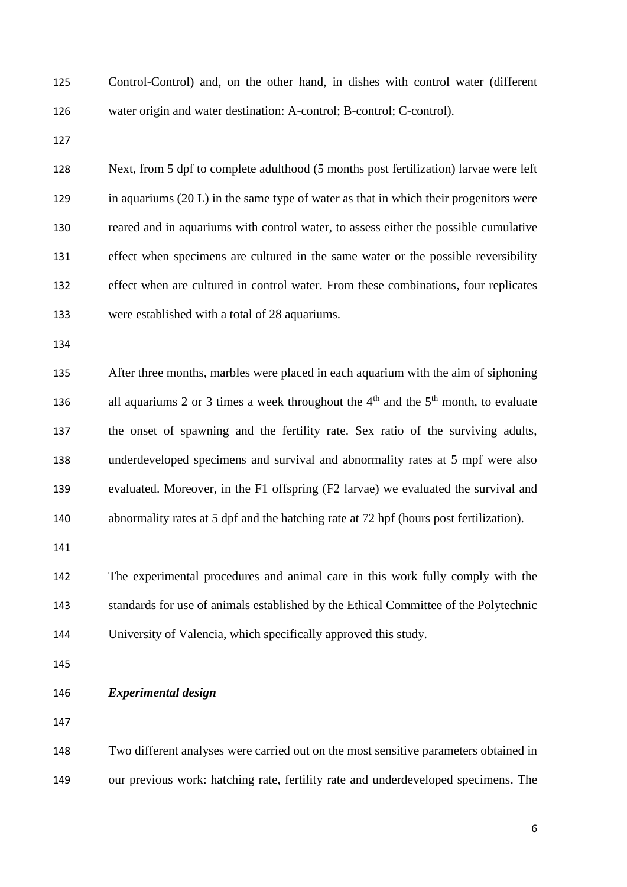Control-Control) and, on the other hand, in dishes with control water (different water origin and water destination: A-control; B-control; C-control).

Next, from 5 dpf to complete adulthood (5 months post fertilization) larvae were left in aquariums (20 L) in the same type of water as that in which their progenitors were reared and in aquariums with control water, to assess either the possible cumulative effect when specimens are cultured in the same water or the possible reversibility effect when are cultured in control water. From these combinations, four replicates were established with a total of 28 aquariums.

After three months, marbles were placed in each aquarium with the aim of siphoning all aquariums 2 or 3 times a week throughout the 4$^{th}$ and the 5$^{th}$ month, to evaluate the onset of spawning and the fertility rate. Sex ratio of the surviving adults, underdeveloped specimens and survival and abnormality rates at 5 mpf were also evaluated. Moreover, in the F1 offspring (F2 larvae) we evaluated the survival and abnormality rates at 5 dpf and the hatching rate at 72 hpf (hours post fertilization).

The experimental procedures and animal care in this work fully comply with the standards for use of animals established by the Ethical Committee of the Polytechnic University of Valencia, which specifically approved this study.

### *Experimental design*

Two different analyses were carried out on the most sensitive parameters obtained in our previous work: hatching rate, fertility rate and underdeveloped specimens. The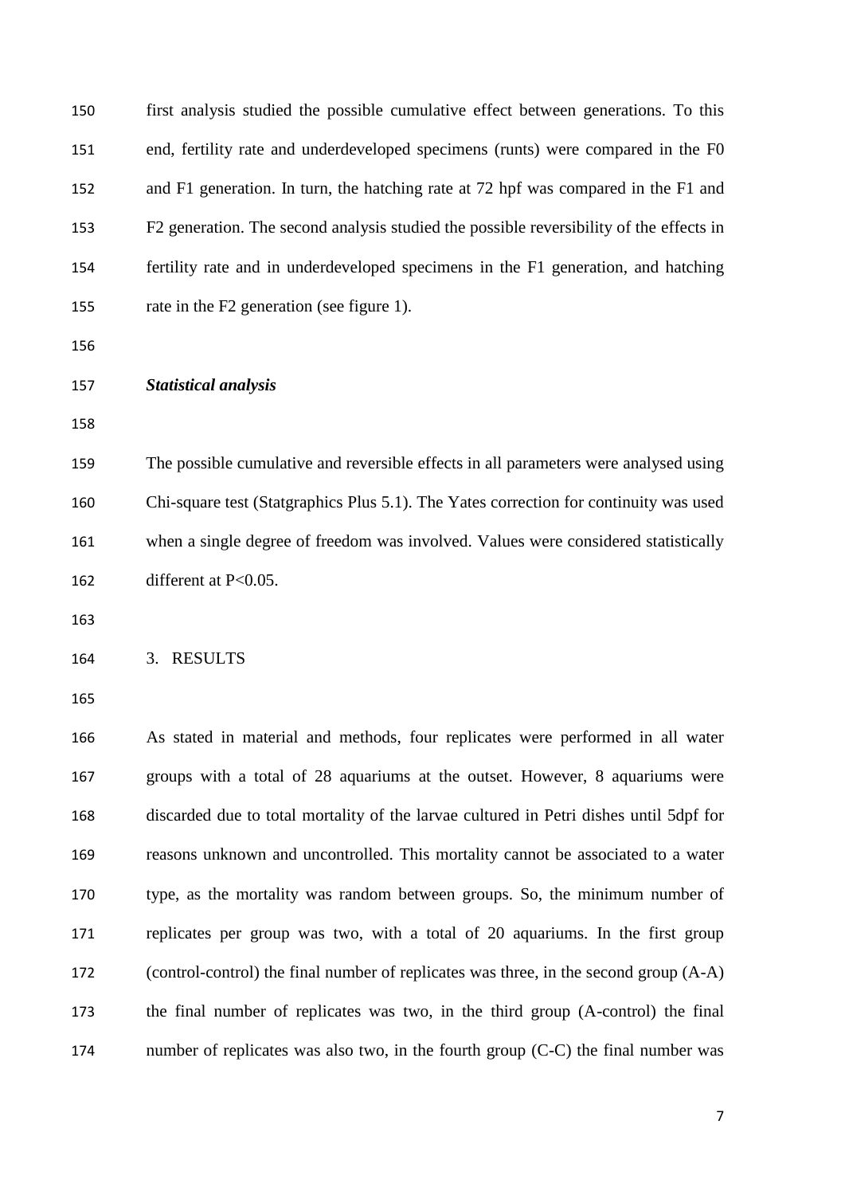first analysis studied the possible cumulative effect between generations. To this end, fertility rate and underdeveloped specimens (runts) were compared in the F0 and F1 generation. In turn, the hatching rate at 72 hpf was compared in the F1 and F2 generation. The second analysis studied the possible reversibility of the effects in fertility rate and in underdeveloped specimens in the F1 generation, and hatching rate in the F2 generation (see figure 1).

### *Statistical analysis*

The possible cumulative and reversible effects in all parameters were analysed using Chi-square test (Statgraphics Plus 5.1). The Yates correction for continuity was used when a single degree of freedom was involved. Values were considered statistically different at $P<0.05$.

## 3. RESULTS

As stated in material and methods, four replicates were performed in all water groups with a total of 28 aquariums at the outset. However, 8 aquariums were discarded due to total mortality of the larvae cultured in Petri dishes until 5dpf for reasons unknown and uncontrolled. This mortality cannot be associated to a water type, as the mortality was random between groups. So, the minimum number of replicates per group was two, with a total of 20 aquariums. In the first group (control-control) the final number of replicates was three, in the second group (A-A) the final number of replicates was two, in the third group (A-control) the final number of replicates was also two, in the fourth group (C-C) the final number was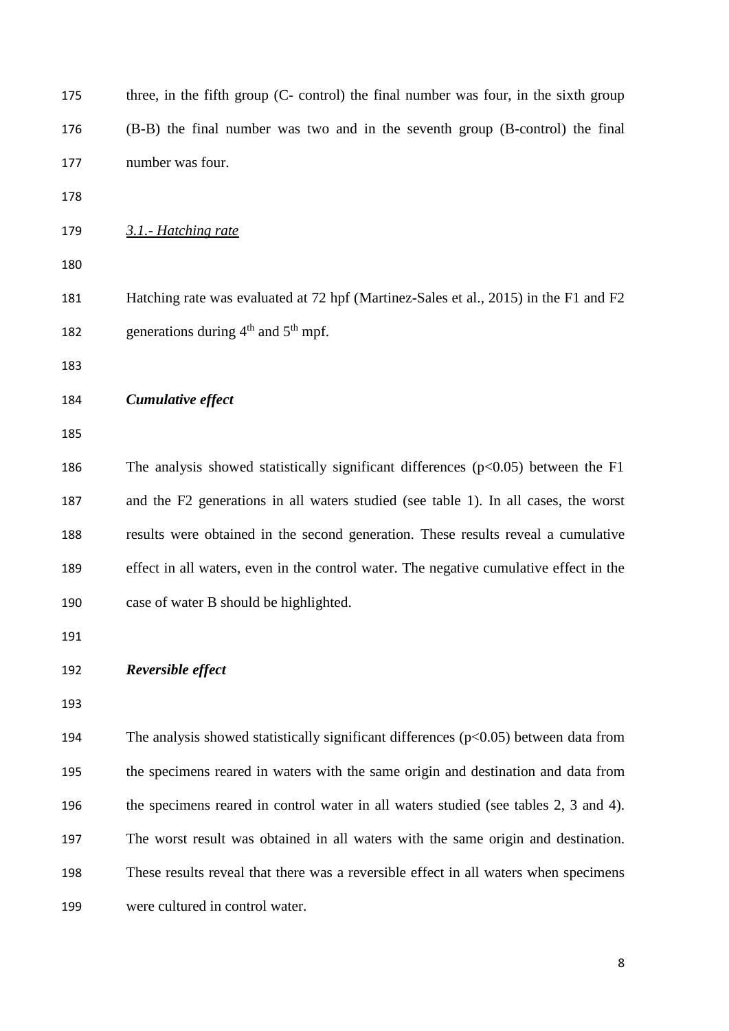three, in the fifth group (C- control) the final number was four, in the sixth group (B-B) the final number was two and in the seventh group (B-control) the final number was four.

### *3.1.- Hatching rate*

Hatching rate was evaluated at 72 hpf (Martinez-Sales et al., 2015) in the F1 and F2 generations during $4^{th}$ and $5^{th}$ mpf.

#### ***Cumulative effect***

The analysis showed statistically significant differences ($p<0.05$) between the F1 and the F2 generations in all waters studied (see table 1). In all cases, the worst results were obtained in the second generation. These results reveal a cumulative effect in all waters, even in the control water. The negative cumulative effect in the case of water B should be highlighted.

#### ***Reversible effect***

The analysis showed statistically significant differences ($p<0.05$) between data from the specimens reared in waters with the same origin and destination and data from the specimens reared in control water in all waters studied (see tables 2, 3 and 4). The worst result was obtained in all waters with the same origin and destination. These results reveal that there was a reversible effect in all waters when specimens were cultured in control water.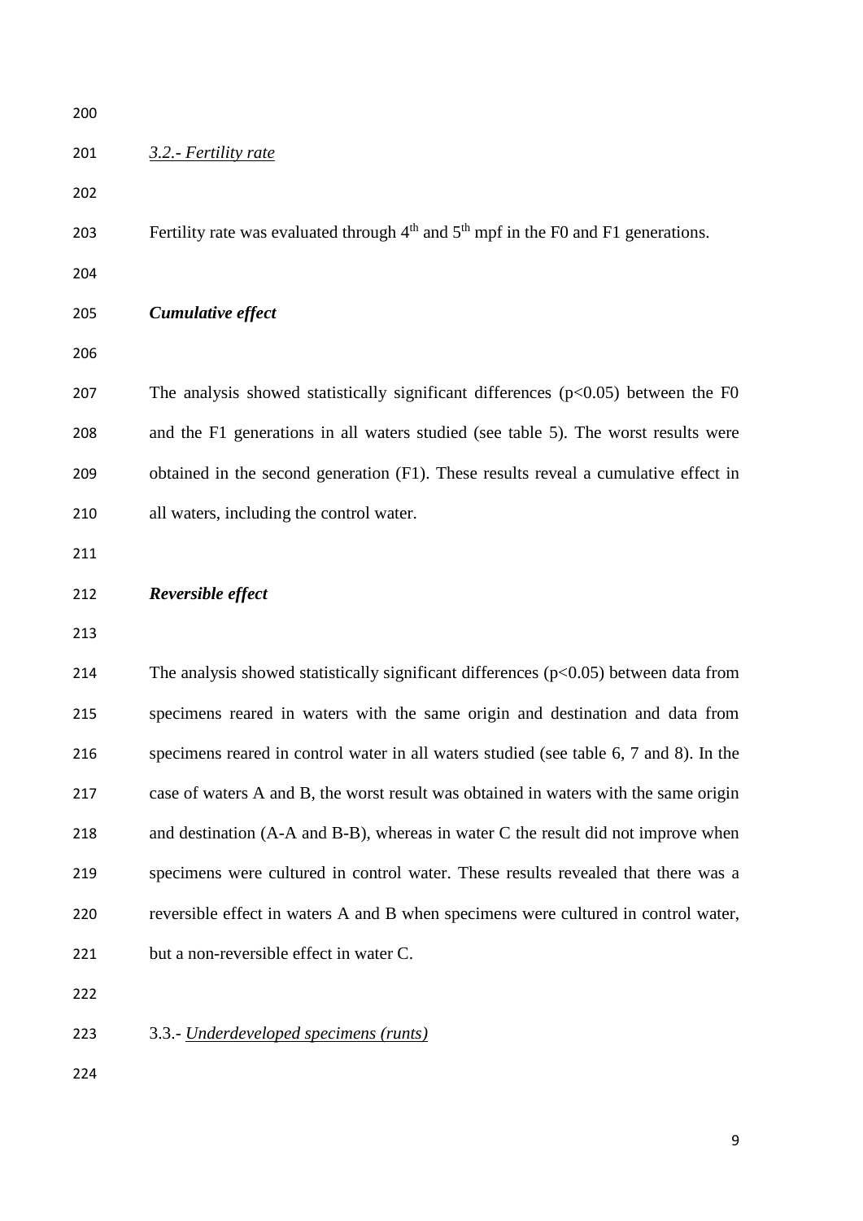### *3.2.- Fertility rate*

Fertility rate was evaluated through $4^{th}$ and $5^{th}$ mpf in the F0 and F1 generations.

***Cumulative effect***

The analysis showed statistically significant differences ($p<0.05$) between the F0 and the F1 generations in all waters studied (see table 5). The worst results were obtained in the second generation (F1). These results reveal a cumulative effect in all waters, including the control water.

***Reversible effect***

The analysis showed statistically significant differences ($p<0.05$) between data from specimens reared in waters with the same origin and destination and data from specimens reared in control water in all waters studied (see table 6, 7 and 8). In the case of waters A and B, the worst result was obtained in waters with the same origin and destination (A-A and B-B), whereas in water C the result did not improve when specimens were cultured in control water. These results revealed that there was a reversible effect in waters A and B when specimens were cultured in control water, but a non-reversible effect in water C.

### 3.3.- *Underdeveloped specimens (runts)*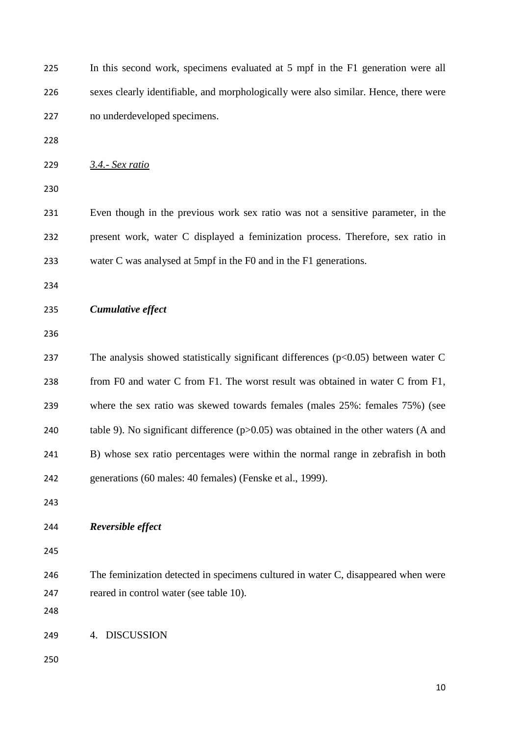In this second work, specimens evaluated at 5 mpf in the F1 generation were all sexes clearly identifiable, and morphologically were also similar. Hence, there were no underdeveloped specimens.

### *3.4.- Sex ratio*

Even though in the previous work sex ratio was not a sensitive parameter, in the present work, water C displayed a feminization process. Therefore, sex ratio in water C was analysed at 5mpf in the F0 and in the F1 generations.

#### ***Cumulative effect***

The analysis showed statistically significant differences ($p<0.05$) between water C from F0 and water C from F1. The worst result was obtained in water C from F1, where the sex ratio was skewed towards females (males 25%: females 75%) (see table 9). No significant difference ($p>0.05$) was obtained in the other waters (A and B) whose sex ratio percentages were within the normal range in zebrafish in both generations (60 males: 40 females) (Fenske et al., 1999).

#### ***Reversible effect***

The feminization detected in specimens cultured in water C, disappeared when were reared in control water (see table 10).

## 4. DISCUSSION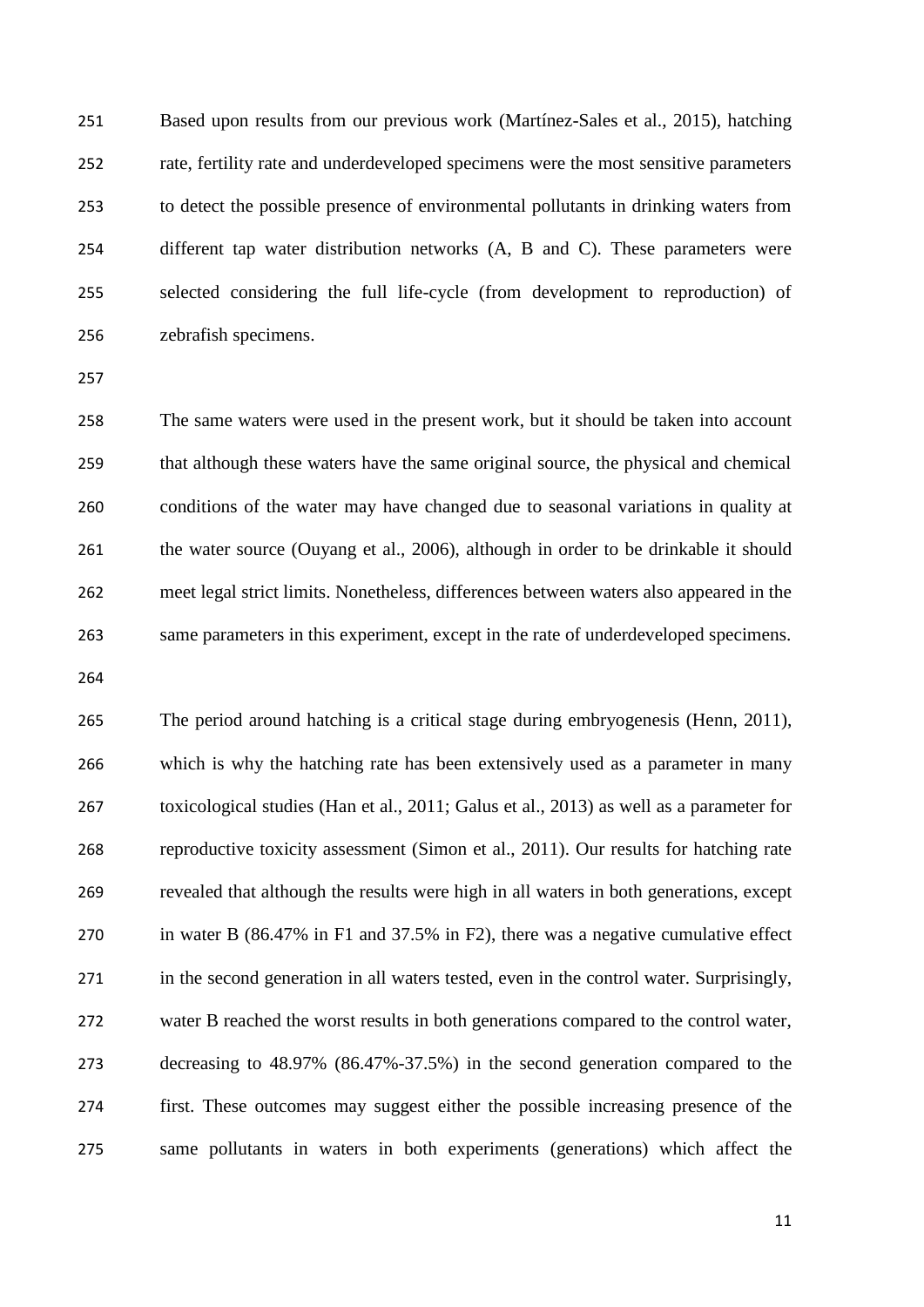Based upon results from our previous work (Martínez-Sales et al., 2015), hatching rate, fertility rate and underdeveloped specimens were the most sensitive parameters to detect the possible presence of environmental pollutants in drinking waters from different tap water distribution networks (A, B and C). These parameters were selected considering the full life-cycle (from development to reproduction) of zebrafish specimens.

The same waters were used in the present work, but it should be taken into account that although these waters have the same original source, the physical and chemical conditions of the water may have changed due to seasonal variations in quality at the water source (Ouyang et al., 2006), although in order to be drinkable it should meet legal strict limits. Nonetheless, differences between waters also appeared in the same parameters in this experiment, except in the rate of underdeveloped specimens.

The period around hatching is a critical stage during embryogenesis (Henn, 2011), which is why the hatching rate has been extensively used as a parameter in many toxicological studies (Han et al., 2011; Galus et al., 2013) as well as a parameter for reproductive toxicity assessment (Simon et al., 2011). Our results for hatching rate revealed that although the results were high in all waters in both generations, except in water B (86.47% in F1 and 37.5% in F2), there was a negative cumulative effect in the second generation in all waters tested, even in the control water. Surprisingly, water B reached the worst results in both generations compared to the control water, decreasing to 48.97% (86.47%-37.5%) in the second generation compared to the first. These outcomes may suggest either the possible increasing presence of the same pollutants in waters in both experiments (generations) which affect the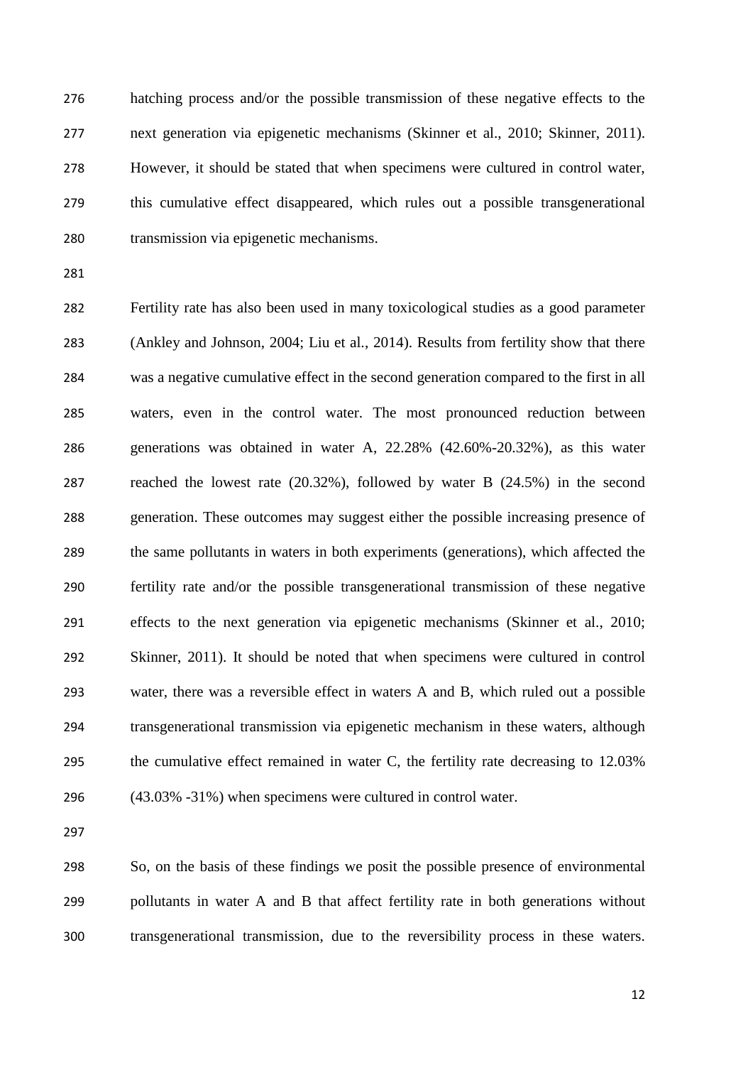hatching process and/or the possible transmission of these negative effects to the next generation via epigenetic mechanisms (Skinner et al., 2010; Skinner, 2011). However, it should be stated that when specimens were cultured in control water, this cumulative effect disappeared, which rules out a possible transgenerational transmission via epigenetic mechanisms.

Fertility rate has also been used in many toxicological studies as a good parameter (Ankley and Johnson, 2004; Liu et al., 2014). Results from fertility show that there was a negative cumulative effect in the second generation compared to the first in all waters, even in the control water. The most pronounced reduction between generations was obtained in water A, 22.28% (42.60%-20.32%), as this water reached the lowest rate (20.32%), followed by water B (24.5%) in the second generation. These outcomes may suggest either the possible increasing presence of the same pollutants in waters in both experiments (generations), which affected the fertility rate and/or the possible transgenerational transmission of these negative effects to the next generation via epigenetic mechanisms (Skinner et al., 2010; Skinner, 2011). It should be noted that when specimens were cultured in control water, there was a reversible effect in waters A and B, which ruled out a possible transgenerational transmission via epigenetic mechanism in these waters, although the cumulative effect remained in water C, the fertility rate decreasing to 12.03% (43.03% -31%) when specimens were cultured in control water.

So, on the basis of these findings we posit the possible presence of environmental pollutants in water A and B that affect fertility rate in both generations without transgenerational transmission, due to the reversibility process in these waters.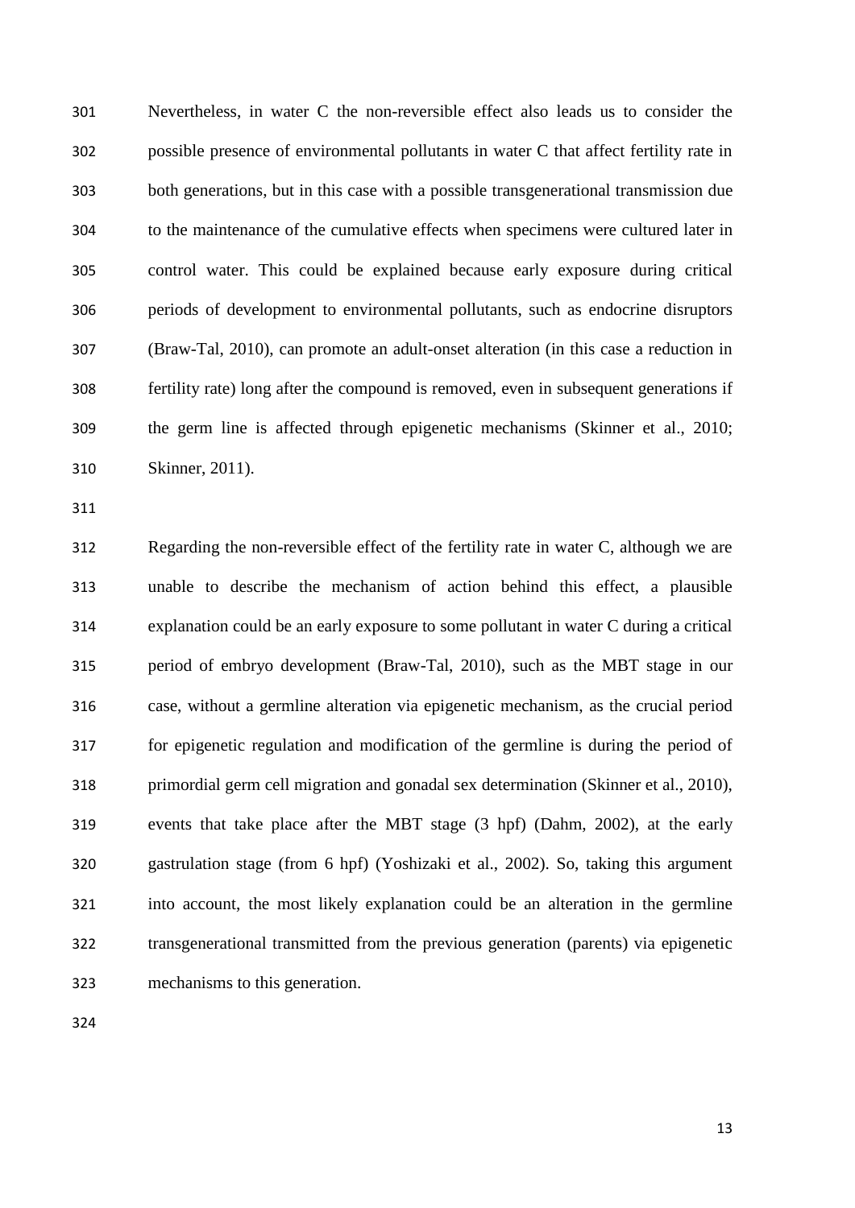Nevertheless, in water C the non-reversible effect also leads us to consider the possible presence of environmental pollutants in water C that affect fertility rate in both generations, but in this case with a possible transgenerational transmission due to the maintenance of the cumulative effects when specimens were cultured later in control water. This could be explained because early exposure during critical periods of development to environmental pollutants, such as endocrine disruptors (Braw-Tal, 2010), can promote an adult-onset alteration (in this case a reduction in fertility rate) long after the compound is removed, even in subsequent generations if the germ line is affected through epigenetic mechanisms (Skinner et al., 2010; Skinner, 2011).

Regarding the non-reversible effect of the fertility rate in water C, although we are unable to describe the mechanism of action behind this effect, a plausible explanation could be an early exposure to some pollutant in water C during a critical period of embryo development (Braw-Tal, 2010), such as the MBT stage in our case, without a germline alteration via epigenetic mechanism, as the crucial period for epigenetic regulation and modification of the germline is during the period of primordial germ cell migration and gonadal sex determination (Skinner et al., 2010), events that take place after the MBT stage (3 hpf) (Dahm, 2002), at the early gastrulation stage (from 6 hpf) (Yoshizaki et al., 2002). So, taking this argument into account, the most likely explanation could be an alteration in the germline transgenerational transmitted from the previous generation (parents) via epigenetic mechanisms to this generation.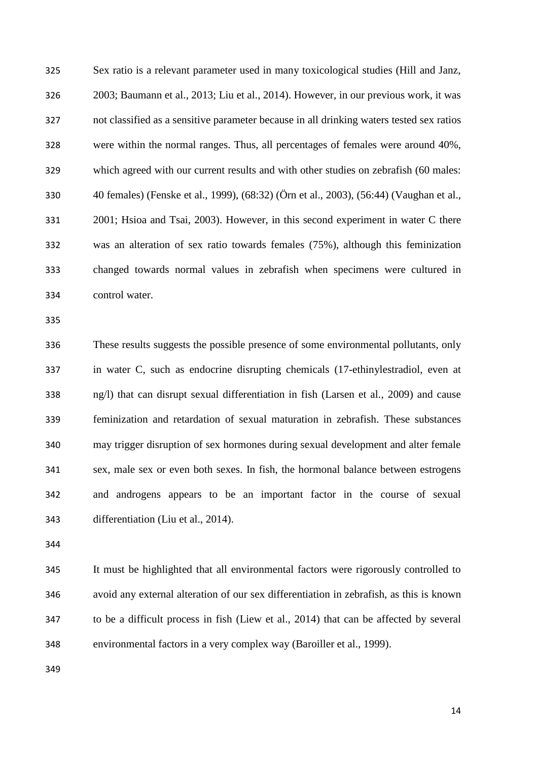Sex ratio is a relevant parameter used in many toxicological studies (Hill and Janz, 2003; Baumann et al., 2013; Liu et al., 2014). However, in our previous work, it was not classified as a sensitive parameter because in all drinking waters tested sex ratios were within the normal ranges. Thus, all percentages of females were around 40%, which agreed with our current results and with other studies on zebrafish (60 males: 40 females) (Fenske et al., 1999), (68:32) (Örn et al., 2003), (56:44) (Vaughan et al., 2001; Hsioa and Tsai, 2003). However, in this second experiment in water C there was an alteration of sex ratio towards females (75%), although this feminization changed towards normal values in zebrafish when specimens were cultured in control water.

These results suggests the possible presence of some environmental pollutants, only in water C, such as endocrine disrupting chemicals (17-ethinylestradiol, even at ng/l) that can disrupt sexual differentiation in fish (Larsen et al., 2009) and cause feminization and retardation of sexual maturation in zebrafish. These substances may trigger disruption of sex hormones during sexual development and alter female sex, male sex or even both sexes. In fish, the hormonal balance between estrogens and androgens appears to be an important factor in the course of sexual differentiation (Liu et al., 2014).

It must be highlighted that all environmental factors were rigorously controlled to avoid any external alteration of our sex differentiation in zebrafish, as this is known to be a difficult process in fish (Liew et al., 2014) that can be affected by several environmental factors in a very complex way (Baroiller et al., 1999).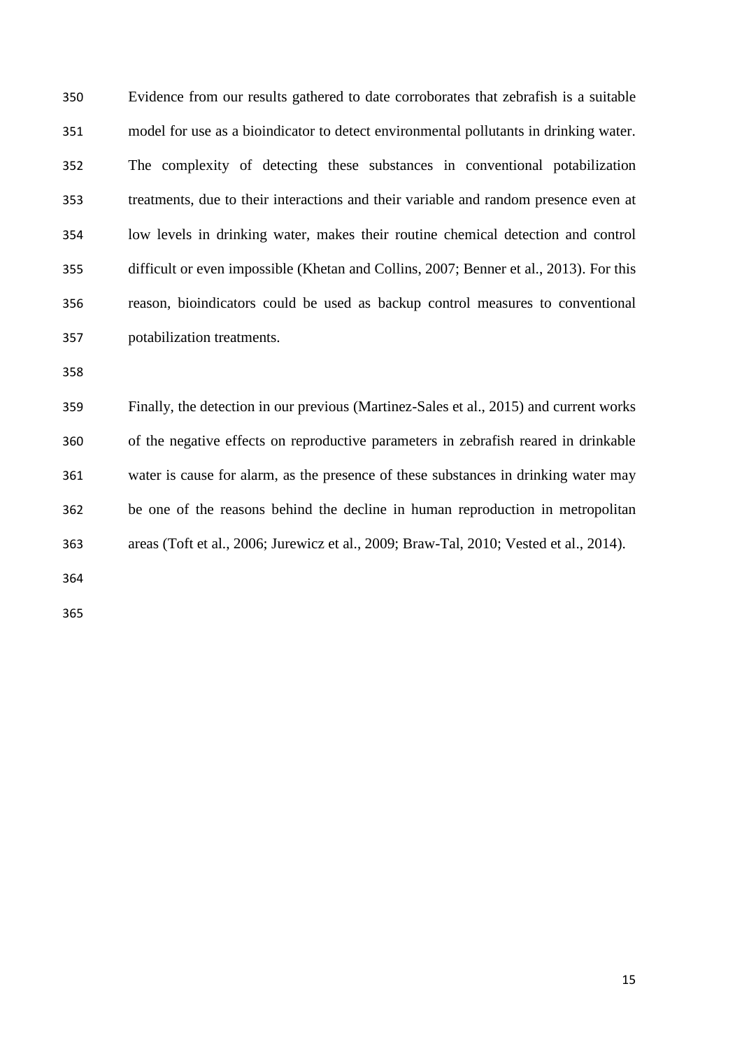Evidence from our results gathered to date corroborates that zebrafish is a suitable model for use as a bioindicator to detect environmental pollutants in drinking water. The complexity of detecting these substances in conventional potabilization treatments, due to their interactions and their variable and random presence even at low levels in drinking water, makes their routine chemical detection and control difficult or even impossible (Khetan and Collins, 2007; Benner et al., 2013). For this reason, bioindicators could be used as backup control measures to conventional potabilization treatments.

Finally, the detection in our previous (Martinez-Sales et al., 2015) and current works of the negative effects on reproductive parameters in zebrafish reared in drinkable water is cause for alarm, as the presence of these substances in drinking water may be one of the reasons behind the decline in human reproduction in metropolitan areas (Toft et al., 2006; Jurewicz et al., 2009; Braw-Tal, 2010; Vested et al., 2014).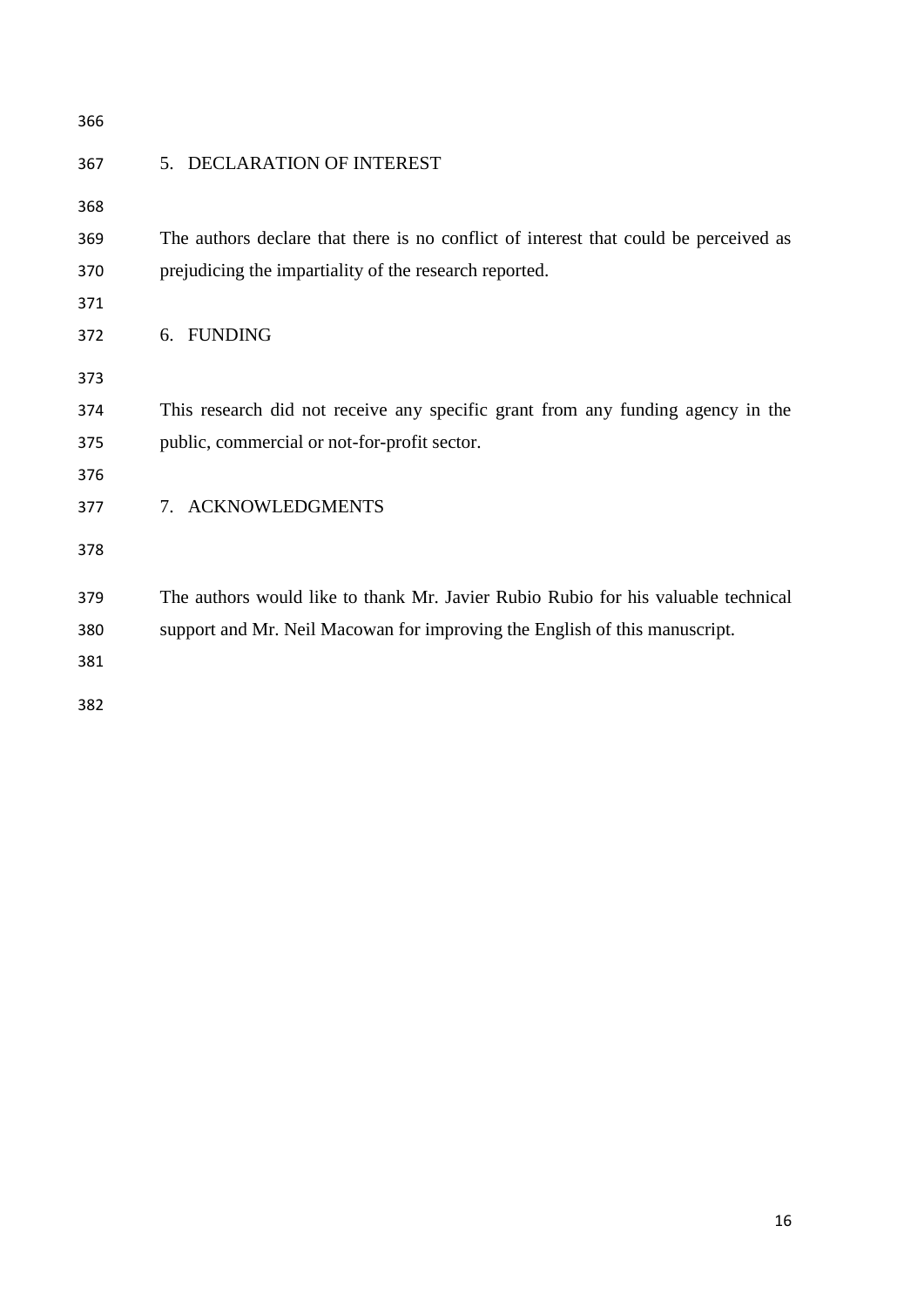## 5. DECLARATION OF INTEREST

The authors declare that there is no conflict of interest that could be perceived as prejudicing the impartiality of the research reported.

## 6. FUNDING

This research did not receive any specific grant from any funding agency in the public, commercial or not-for-profit sector.

## 7. ACKNOWLEDGMENTS

The authors would like to thank Mr. Javier Rubio Rubio for his valuable technical support and Mr. Neil Macowan for improving the English of this manuscript.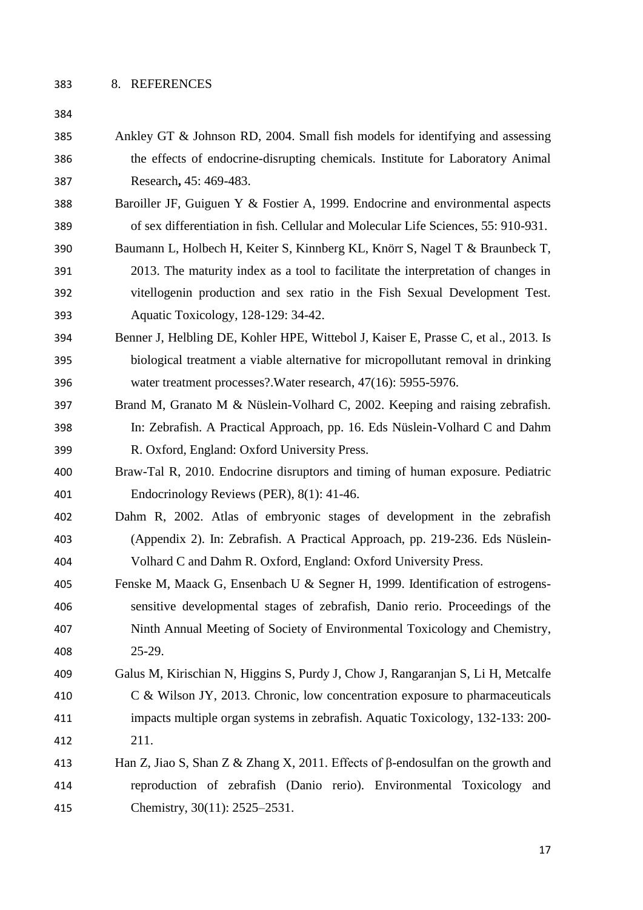## 8. REFERENCES

Ankley GT & Johnson RD, 2004. Small fish models for identifying and assessing the effects of endocrine-disrupting chemicals. Institute for Laboratory Animal Research**,** 45: 469-483.

Baroiller JF, Guiguen Y & Fostier A, 1999. Endocrine and environmental aspects of sex differentiation in fish. Cellular and Molecular Life Sciences, 55: 910-931.

Baumann L, Holbech H, Keiter S, Kinnberg KL, Knörr S, Nagel T & Braunbeck T, 2013. The maturity index as a tool to facilitate the interpretation of changes in vitellogenin production and sex ratio in the Fish Sexual Development Test. Aquatic Toxicology, 128-129: 34-42.

Benner J, Helbling DE, Kohler HPE, Wittebol J, Kaiser E, Prasse C, et al., 2013. Is biological treatment a viable alternative for micropollutant removal in drinking water treatment processes?.Water research, 47(16): 5955-5976.

Brand M, Granato M & Nüslein-Volhard C, 2002. Keeping and raising zebrafish. In: Zebrafish. A Practical Approach, pp. 16. Eds Nüslein-Volhard C and Dahm R. Oxford, England: Oxford University Press.

Braw-Tal R, 2010. Endocrine disruptors and timing of human exposure. Pediatric Endocrinology Reviews (PER), 8(1): 41-46.

Dahm R, 2002. Atlas of embryonic stages of development in the zebrafish (Appendix 2). In: Zebrafish. A Practical Approach, pp. 219-236. Eds Nüslein-Volhard C and Dahm R. Oxford, England: Oxford University Press.

Fenske M, Maack G, Ensenbach U & Segner H, 1999. Identification of estrogens-sensitive developmental stages of zebrafish, Danio rerio. Proceedings of the Ninth Annual Meeting of Society of Environmental Toxicology and Chemistry, 25-29.

Galus M, Kirischian N, Higgins S, Purdy J, Chow J, Rangaranjan S, Li H, Metcalfe C & Wilson JY, 2013. Chronic, low concentration exposure to pharmaceuticals impacts multiple organ systems in zebrafish. Aquatic Toxicology, 132-133: 200-211.

Han Z, Jiao S, Shan Z & Zhang X, 2011. Effects of β-endosulfan on the growth and reproduction of zebrafish (Danio rerio). Environmental Toxicology and Chemistry, 30(11): 2525–2531.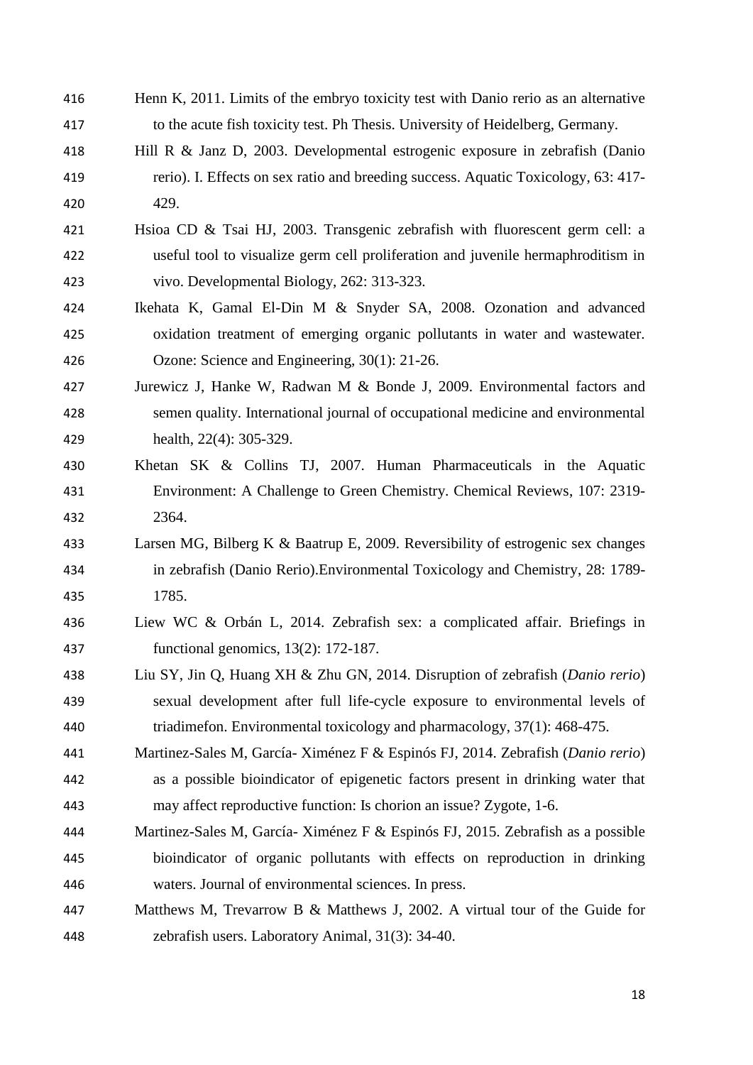Henn K, 2011. Limits of the embryo toxicity test with Danio rerio as an alternative to the acute fish toxicity test. Ph Thesis. University of Heidelberg, Germany.

Hill R & Janz D, 2003. Developmental estrogenic exposure in zebrafish (Danio rerio). I. Effects on sex ratio and breeding success. Aquatic Toxicology, 63: 417-429.

Hsioa CD & Tsai HJ, 2003. Transgenic zebrafish with fluorescent germ cell: a useful tool to visualize germ cell proliferation and juvenile hermaphroditism in vivo. Developmental Biology, 262: 313-323.

Ikehata K, Gamal El-Din M & Snyder SA, 2008. Ozonation and advanced oxidation treatment of emerging organic pollutants in water and wastewater. Ozone: Science and Engineering, 30(1): 21-26.

Jurewicz J, Hanke W, Radwan M & Bonde J, 2009. Environmental factors and semen quality. International journal of occupational medicine and environmental health, 22(4): 305-329.

Khetan SK & Collins TJ, 2007. Human Pharmaceuticals in the Aquatic Environment: A Challenge to Green Chemistry. Chemical Reviews, 107: 2319-2364.

Larsen MG, Bilberg K & Baatrup E, 2009. Reversibility of estrogenic sex changes in zebrafish (Danio Rerio).Environmental Toxicology and Chemistry, 28: 1789-1785.

Liew WC & Orbán L, 2014. Zebrafish sex: a complicated affair. Briefings in functional genomics, 13(2): 172-187.

Liu SY, Jin Q, Huang XH & Zhu GN, 2014. Disruption of zebrafish (*Danio rerio*) sexual development after full life-cycle exposure to environmental levels of triadimefon. Environmental toxicology and pharmacology, 37(1): 468-475.

Martinez-Sales M, García- Ximénez F & Espinós FJ, 2014. Zebrafish (*Danio rerio*) as a possible bioindicator of epigenetic factors present in drinking water that may affect reproductive function: Is chorion an issue? Zygote, 1-6.

Martinez-Sales M, García- Ximénez F & Espinós FJ, 2015. Zebrafish as a possible bioindicator of organic pollutants with effects on reproduction in drinking waters. Journal of environmental sciences. In press.

Matthews M, Trevarrow B & Matthews J, 2002. A virtual tour of the Guide for zebrafish users. Laboratory Animal, 31(3): 34-40.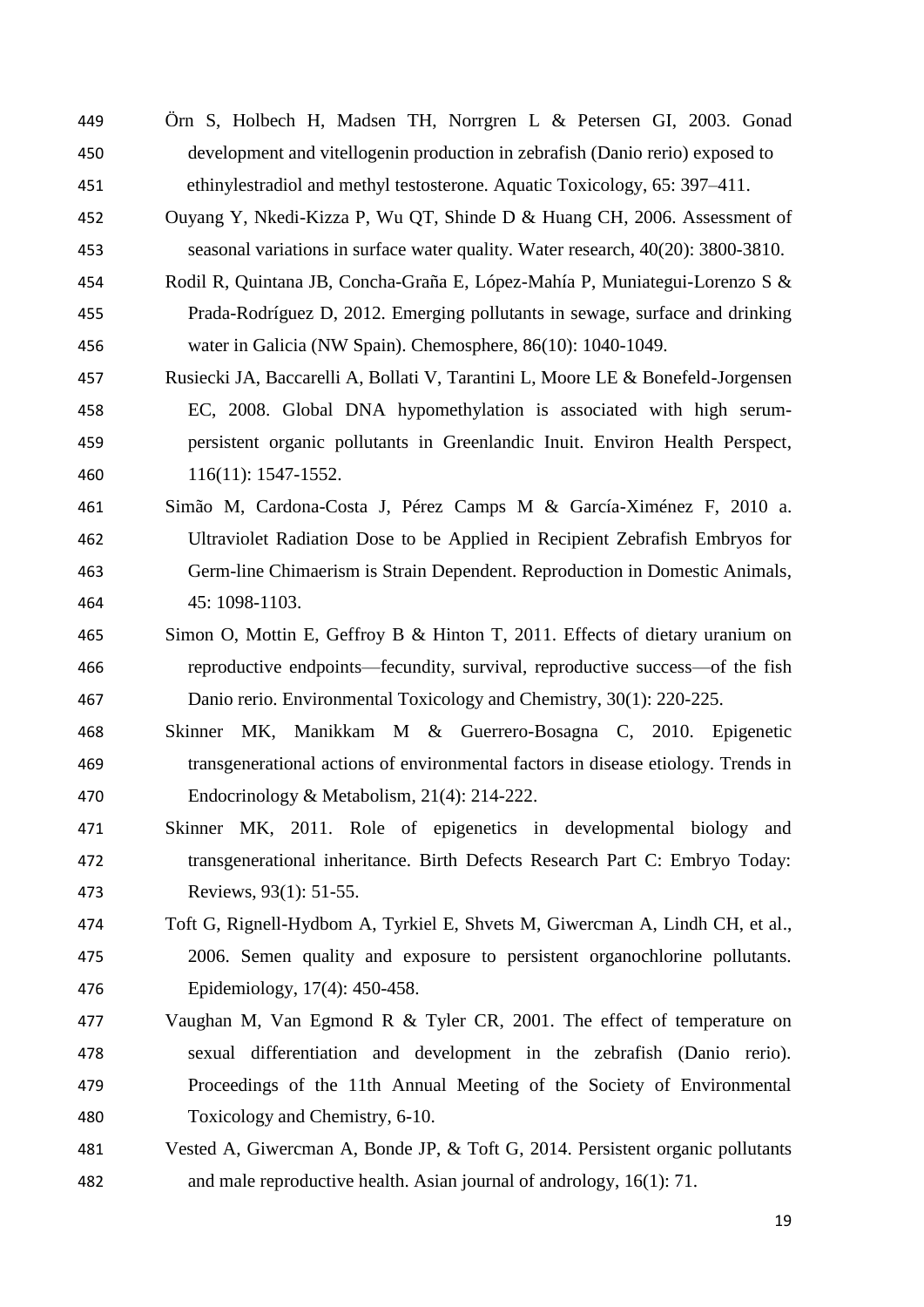Örn S, Holbech H, Madsen TH, Norrgren L & Petersen GI, 2003. Gonad development and vitellogenin production in zebrafish (Danio rerio) exposed to ethinylestradiol and methyl testosterone. Aquatic Toxicology, 65: 397–411.

Ouyang Y, Nkedi-Kizza P, Wu QT, Shinde D & Huang CH, 2006. Assessment of seasonal variations in surface water quality. Water research, 40(20): 3800-3810.

Rodil R, Quintana JB, Concha-Graña E, López-Mahía P, Muniategui-Lorenzo S & Prada-Rodríguez D, 2012. Emerging pollutants in sewage, surface and drinking water in Galicia (NW Spain). Chemosphere, 86(10): 1040-1049.

Rusiecki JA, Baccarelli A, Bollati V, Tarantini L, Moore LE & Bonefeld-Jorgensen EC, 2008. Global DNA hypomethylation is associated with high serum-persistent organic pollutants in Greenlandic Inuit. Environ Health Perspect, 116(11): 1547-1552.

Simão M, Cardona-Costa J, Pérez Camps M & García-Ximénez F, 2010 a. Ultraviolet Radiation Dose to be Applied in Recipient Zebrafish Embryos for Germ-line Chimaerism is Strain Dependent. Reproduction in Domestic Animals, 45: 1098-1103.

Simon O, Mottin E, Geffroy B & Hinton T, 2011. Effects of dietary uranium on reproductive endpoints—fecundity, survival, reproductive success—of the fish Danio rerio. Environmental Toxicology and Chemistry, 30(1): 220-225.

Skinner MK, Manikkam M & Guerrero-Bosagna C, 2010. Epigenetic transgenerational actions of environmental factors in disease etiology. Trends in Endocrinology & Metabolism, 21(4): 214-222.

Skinner MK, 2011. Role of epigenetics in developmental biology and transgenerational inheritance. Birth Defects Research Part C: Embryo Today: Reviews, 93(1): 51-55.

Toft G, Rignell-Hydbom A, Tyrkiel E, Shvets M, Giwercman A, Lindh CH, et al., 2006. Semen quality and exposure to persistent organochlorine pollutants. Epidemiology, 17(4): 450-458.

Vaughan M, Van Egmond R & Tyler CR, 2001. The effect of temperature on sexual differentiation and development in the zebrafish (Danio rerio). Proceedings of the 11th Annual Meeting of the Society of Environmental Toxicology and Chemistry, 6-10.

Vested A, Giwercman A, Bonde JP, & Toft G, 2014. Persistent organic pollutants and male reproductive health. Asian journal of andrology, 16(1): 71.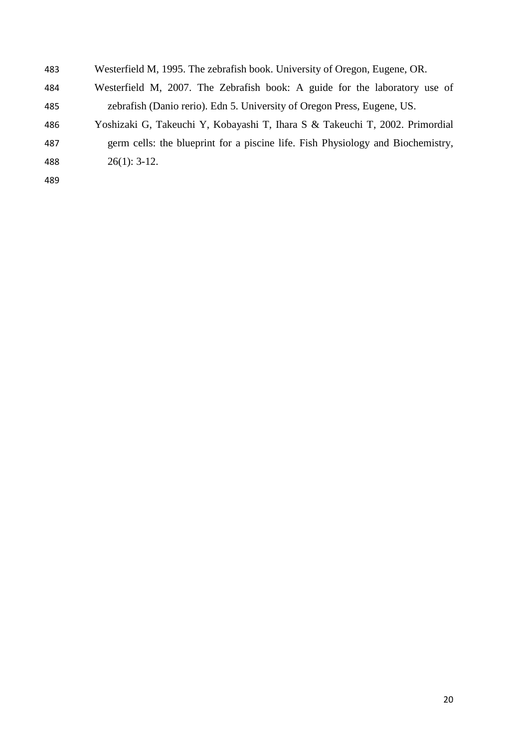Westerfield M, 1995. The zebrafish book. University of Oregon, Eugene, OR.

Westerfield M, 2007. The Zebrafish book: A guide for the laboratory use of zebrafish (Danio rerio). Edn 5. University of Oregon Press, Eugene, US.

Yoshizaki G, Takeuchi Y, Kobayashi T, Ihara S & Takeuchi T, 2002. Primordial germ cells: the blueprint for a piscine life. Fish Physiology and Biochemistry, 26(1): 3-12.